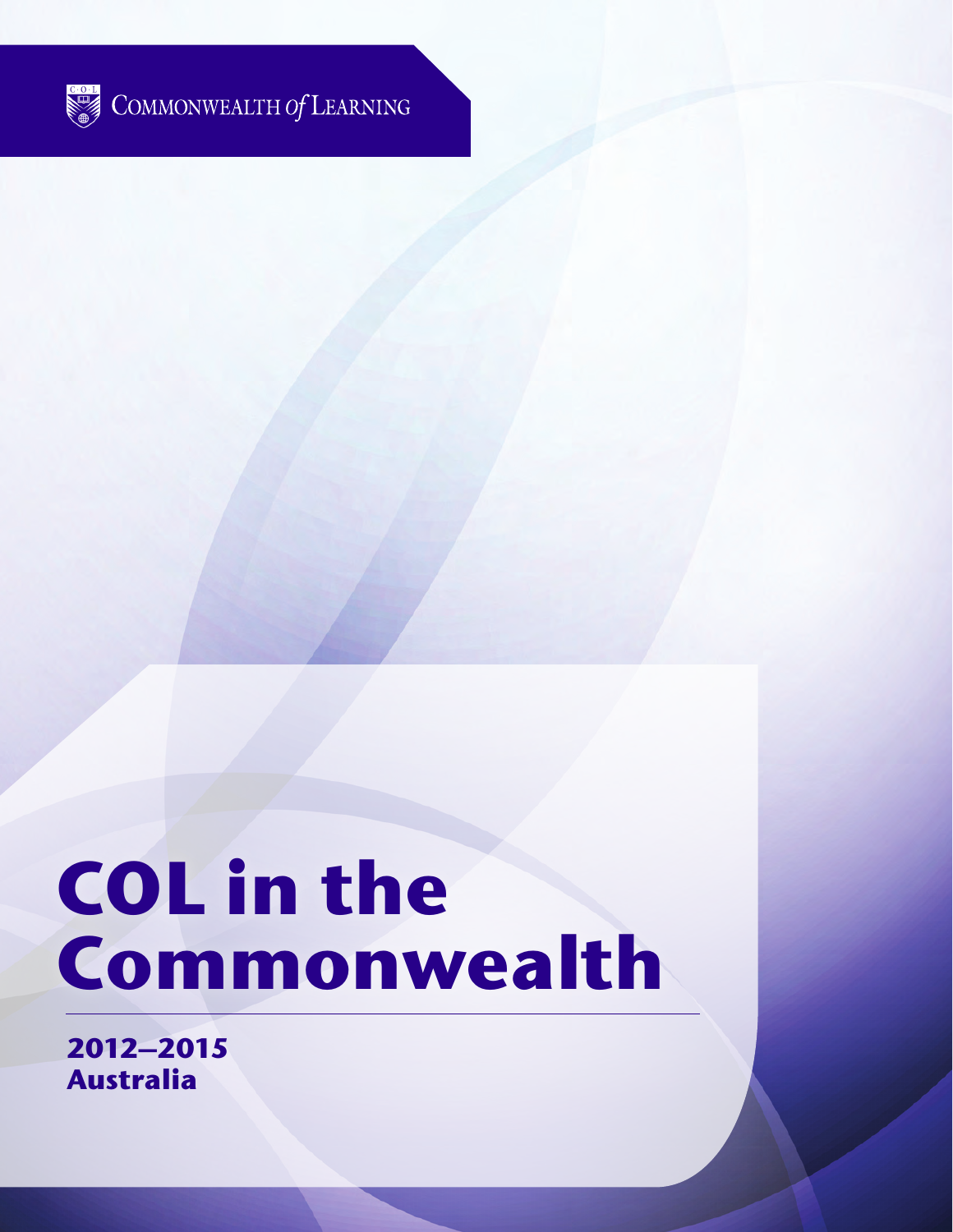COMMONWEALTH *of* LEARNING

# COL in the Commonwealth

**2012–2015**
**Australia**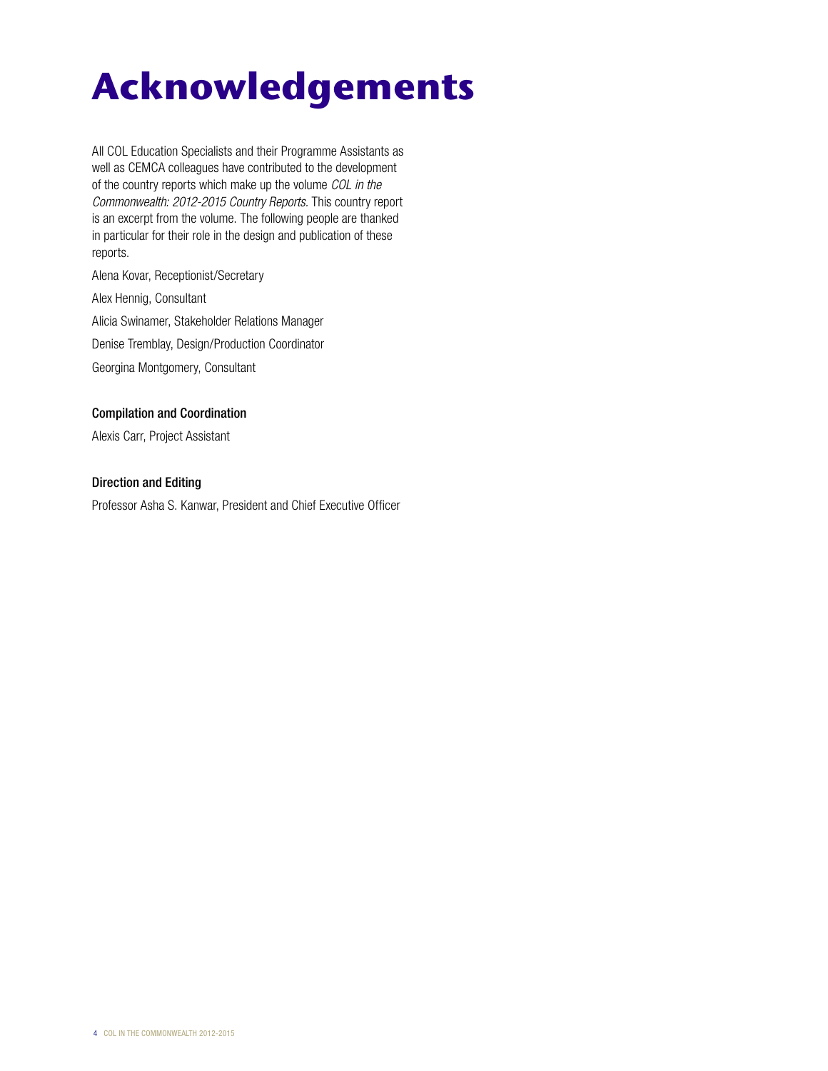# Acknowledgements

All COL Education Specialists and their Programme Assistants as well as CEMCA colleagues have contributed to the development of the country reports which make up the volume *COL in the Commonwealth: 2012-2015 Country Reports.* This country report is an excerpt from the volume. The following people are thanked in particular for their role in the design and publication of these reports.

Alena Kovar, Receptionist/Secretary

Alex Hennig, Consultant

Alicia Swinamer, Stakeholder Relations Manager

Denise Tremblay, Design/Production Coordinator

Georgina Montgomery, Consultant

### Compilation and Coordination

Alexis Carr, Project Assistant

### Direction and Editing

Professor Asha S. Kanwar, President and Chief Executive Officer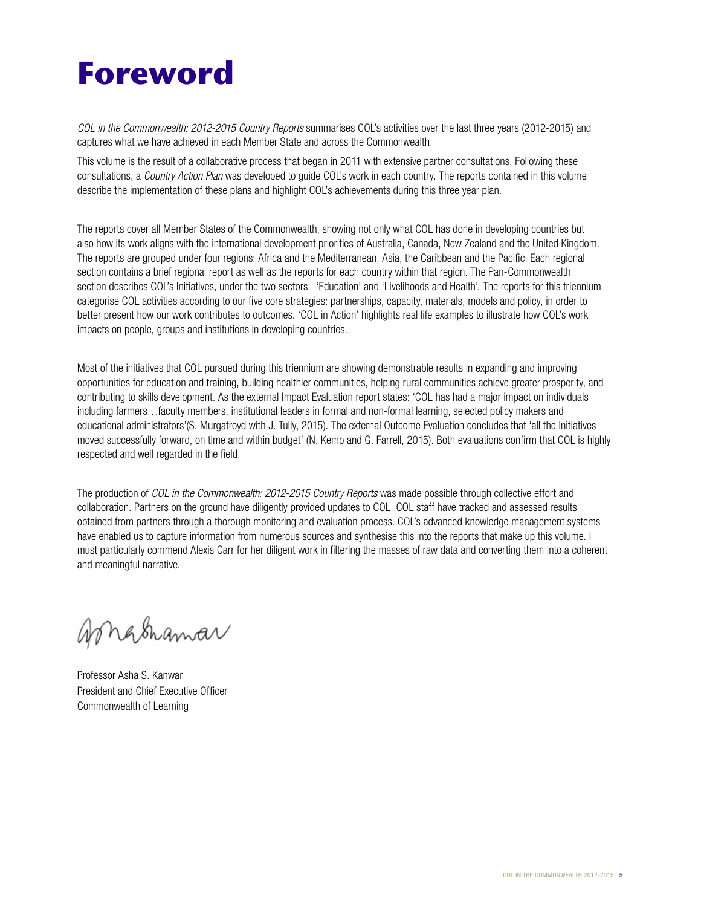# Foreword

*COL in the Commonwealth: 2012-2015 Country Reports* summarises COL's activities over the last three years (2012-2015) and captures what we have achieved in each Member State and across the Commonwealth.

This volume is the result of a collaborative process that began in 2011 with extensive partner consultations. Following these consultations, a *Country Action Plan* was developed to guide COL's work in each country. The reports contained in this volume describe the implementation of these plans and highlight COL's achievements during this three year plan.

The reports cover all Member States of the Commonwealth, showing not only what COL has done in developing countries but also how its work aligns with the international development priorities of Australia, Canada, New Zealand and the United Kingdom. The reports are grouped under four regions: Africa and the Mediterranean, Asia, the Caribbean and the Pacific. Each regional section contains a brief regional report as well as the reports for each country within that region. The Pan-Commonwealth section describes COL's Initiatives, under the two sectors: 'Education' and 'Livelihoods and Health'. The reports for this triennium categorise COL activities according to our five core strategies: partnerships, capacity, materials, models and policy, in order to better present how our work contributes to outcomes. 'COL in Action' highlights real life examples to illustrate how COL's work impacts on people, groups and institutions in developing countries.

Most of the initiatives that COL pursued during this triennium are showing demonstrable results in expanding and improving opportunities for education and training, building healthier communities, helping rural communities achieve greater prosperity, and contributing to skills development. As the external Impact Evaluation report states: 'COL has had a major impact on individuals including farmers…faculty members, institutional leaders in formal and non-formal learning, selected policy makers and educational administrators'(S. Murgatroyd with J. Tully, 2015). The external Outcome Evaluation concludes that 'all the Initiatives moved successfully forward, on time and within budget' (N. Kemp and G. Farrell, 2015). Both evaluations confirm that COL is highly respected and well regarded in the field.

The production of *COL in the Commonwealth: 2012-2015 Country Reports* was made possible through collective effort and collaboration. Partners on the ground have diligently provided updates to COL. COL staff have tracked and assessed results obtained from partners through a thorough monitoring and evaluation process. COL's advanced knowledge management systems have enabled us to capture information from numerous sources and synthesise this into the reports that make up this volume. I must particularly commend Alexis Carr for her diligent work in filtering the masses of raw data and converting them into a coherent and meaningful narrative.

Professor Asha S. Kanwar
President and Chief Executive Officer
Commonwealth of Learning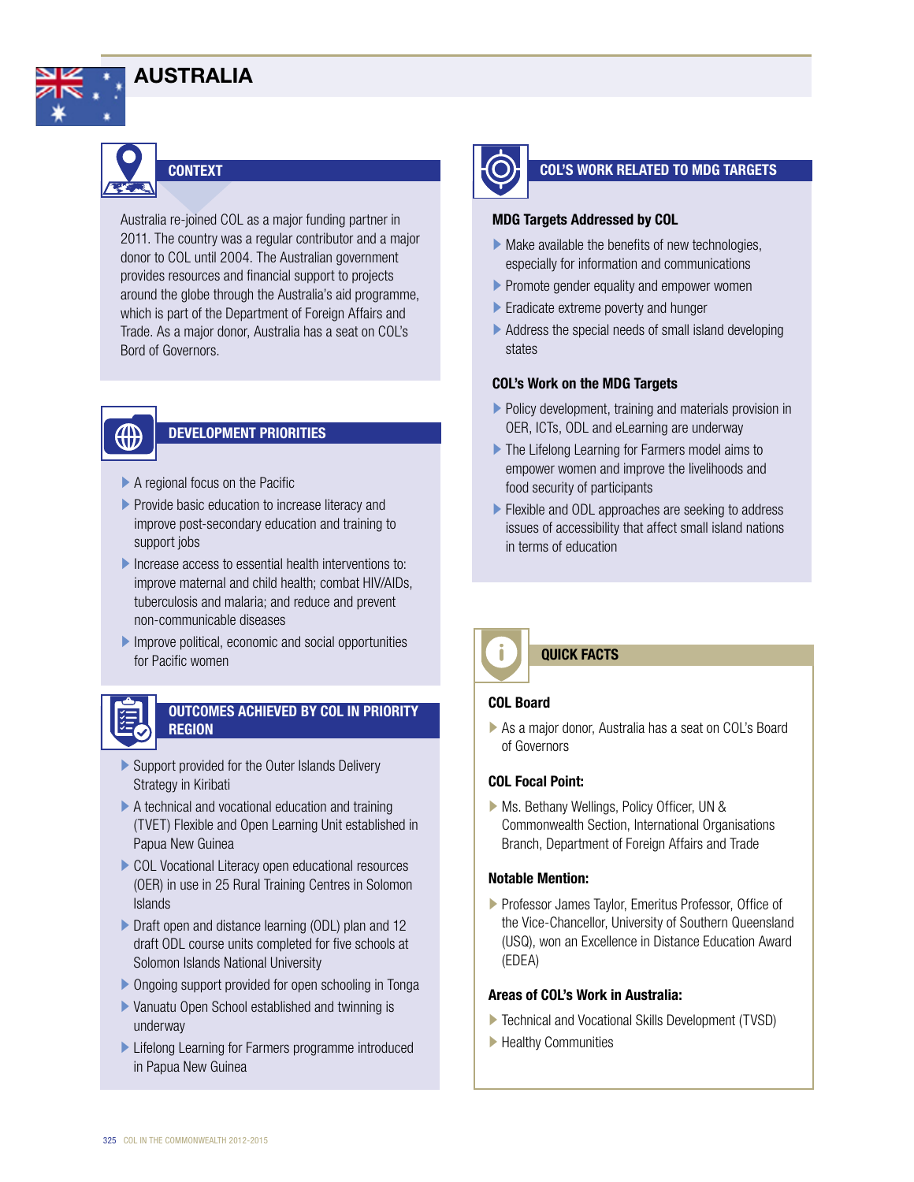# AUSTRALIA

## CONTEXT

Australia re-joined COL as a major funding partner in 2011. The country was a regular contributor and a major donor to COL until 2004. The Australian government provides resources and financial support to projects around the globe through the Australia's aid programme, which is part of the Department of Foreign Affairs and Trade. As a major donor, Australia has a seat on COL's Bord of Governors.

## DEVELOPMENT PRIORITIES

- A regional focus on the Pacific
- Provide basic education to increase literacy and improve post-secondary education and training to support jobs
- Increase access to essential health interventions to: improve maternal and child health; combat HIV/AIDs, tuberculosis and malaria; and reduce and prevent non-communicable diseases
- Improve political, economic and social opportunities for Pacific women

## OUTCOMES ACHIEVED BY COL IN PRIORITY REGION

- Support provided for the Outer Islands Delivery Strategy in Kiribati
- A technical and vocational education and training (TVET) Flexible and Open Learning Unit established in Papua New Guinea
- COL Vocational Literacy open educational resources (OER) in use in 25 Rural Training Centres in Solomon Islands
- Draft open and distance learning (ODL) plan and 12 draft ODL course units completed for five schools at Solomon Islands National University
- Ongoing support provided for open schooling in Tonga
- Vanuatu Open School established and twinning is underway
- Lifelong Learning for Farmers programme introduced in Papua New Guinea

## COL'S WORK RELATED TO MDG TARGETS

### MDG Targets Addressed by COL

- Make available the benefits of new technologies, especially for information and communications
- Promote gender equality and empower women
- Eradicate extreme poverty and hunger
- Address the special needs of small island developing states

### COL's Work on the MDG Targets

- Policy development, training and materials provision in OER, ICTs, ODL and eLearning are underway
- The Lifelong Learning for Farmers model aims to empower women and improve the livelihoods and food security of participants
- Flexible and ODL approaches are seeking to address issues of accessibility that affect small island nations in terms of education

## QUICK FACTS

### COL Board

- As a major donor, Australia has a seat on COL's Board of Governors

### COL Focal Point:

- Ms. Bethany Wellings, Policy Officer, UN & Commonwealth Section, International Organisations Branch, Department of Foreign Affairs and Trade

### Notable Mention:

- Professor James Taylor, Emeritus Professor, Office of the Vice-Chancellor, University of Southern Queensland (USQ), won an Excellence in Distance Education Award (EDEA)

### Areas of COL's Work in Australia:

- Technical and Vocational Skills Development (TVSD)
- Healthy Communities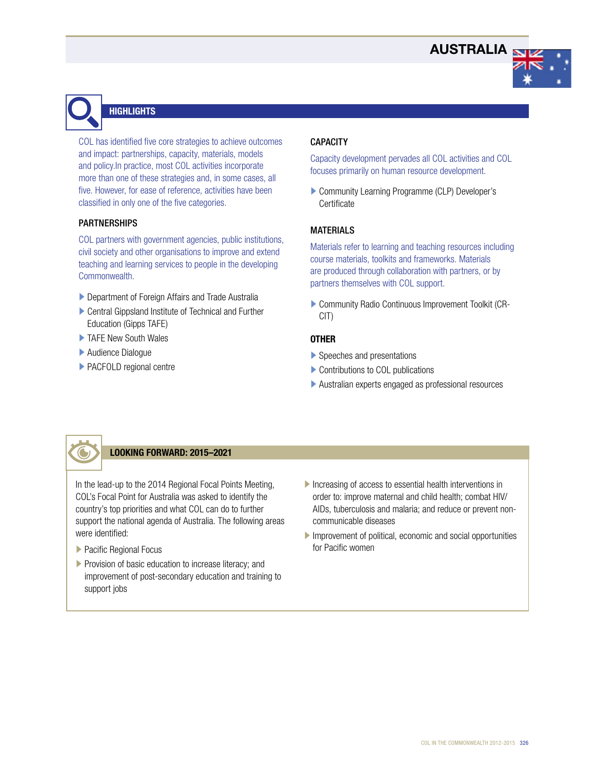# AUSTRALIA

## HIGHLIGHTS

COL has identified five core strategies to achieve outcomes and impact: partnerships, capacity, materials, models and policy.In practice, most COL activities incorporate more than one of these strategies and, in some cases, all five. However, for ease of reference, activities have been classified in only one of the five categories.

### PARTNERSHIPS

COL partners with government agencies, public institutions, civil society and other organisations to improve and extend teaching and learning services to people in the developing Commonwealth.

- Department of Foreign Affairs and Trade Australia
- Central Gippsland Institute of Technical and Further Education (Gipps TAFE)
- TAFE New South Wales
- Audience Dialogue
- PACFOLD regional centre

### CAPACITY

Capacity development pervades all COL activities and COL focuses primarily on human resource development.

- Community Learning Programme (CLP) Developer's Certificate

### MATERIALS

Materials refer to learning and teaching resources including course materials, toolkits and frameworks. Materials are produced through collaboration with partners, or by partners themselves with COL support.

- Community Radio Continuous Improvement Toolkit (CR-CIT)

### OTHER

- Speeches and presentations
- Contributions to COL publications
- Australian experts engaged as professional resources

## LOOKING FORWARD: 2015–2021

In the lead-up to the 2014 Regional Focal Points Meeting, COL's Focal Point for Australia was asked to identify the country's top priorities and what COL can do to further support the national agenda of Australia. The following areas were identified:

- Pacific Regional Focus
- Provision of basic education to increase literacy; and improvement of post-secondary education and training to support jobs
- Increasing of access to essential health interventions in order to: improve maternal and child health; combat HIV/AIDs, tuberculosis and malaria; and reduce or prevent non-communicable diseases
- Improvement of political, economic and social opportunities for Pacific women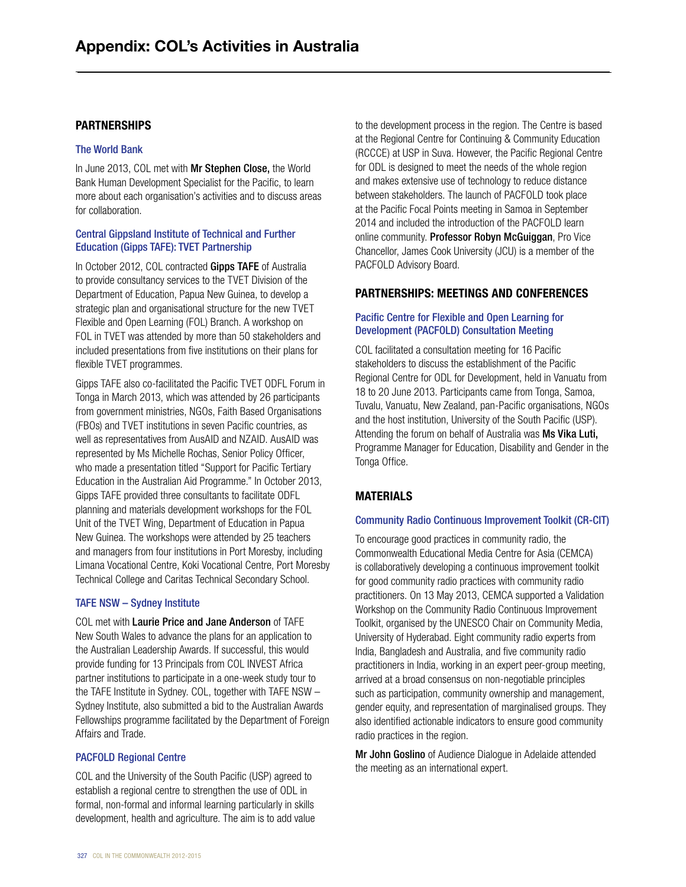# Appendix: COL's Activities in Australia

## PARTNERSHIPS

### The World Bank

In June 2013, COL met with **Mr Stephen Close,** the World Bank Human Development Specialist for the Pacific, to learn more about each organisation's activities and to discuss areas for collaboration.

### Central Gippsland Institute of Technical and Further Education (Gipps TAFE): TVET Partnership

In October 2012, COL contracted **Gipps TAFE** of Australia to provide consultancy services to the TVET Division of the Department of Education, Papua New Guinea, to develop a strategic plan and organisational structure for the new TVET Flexible and Open Learning (FOL) Branch. A workshop on FOL in TVET was attended by more than 50 stakeholders and included presentations from five institutions on their plans for flexible TVET programmes.

Gipps TAFE also co-facilitated the Pacific TVET ODFL Forum in Tonga in March 2013, which was attended by 26 participants from government ministries, NGOs, Faith Based Organisations (FBOs) and TVET institutions in seven Pacific countries, as well as representatives from AusAID and NZAID. AusAID was represented by Ms Michelle Rochas, Senior Policy Officer, who made a presentation titled "Support for Pacific Tertiary Education in the Australian Aid Programme." In October 2013, Gipps TAFE provided three consultants to facilitate ODFL planning and materials development workshops for the FOL Unit of the TVET Wing, Department of Education in Papua New Guinea. The workshops were attended by 25 teachers and managers from four institutions in Port Moresby, including Limana Vocational Centre, Koki Vocational Centre, Port Moresby Technical College and Caritas Technical Secondary School.

### TAFE NSW – Sydney Institute

COL met with **Laurie Price and Jane Anderson** of TAFE New South Wales to advance the plans for an application to the Australian Leadership Awards. If successful, this would provide funding for 13 Principals from COL INVEST Africa partner institutions to participate in a one-week study tour to the TAFE Institute in Sydney. COL, together with TAFE NSW – Sydney Institute, also submitted a bid to the Australian Awards Fellowships programme facilitated by the Department of Foreign Affairs and Trade.

### PACFOLD Regional Centre

COL and the University of the South Pacific (USP) agreed to establish a regional centre to strengthen the use of ODL in formal, non-formal and informal learning particularly in skills development, health and agriculture. The aim is to add value to the development process in the region. The Centre is based at the Regional Centre for Continuing & Community Education (RCCCE) at USP in Suva. However, the Pacific Regional Centre for ODL is designed to meet the needs of the whole region and makes extensive use of technology to reduce distance between stakeholders. The launch of PACFOLD took place at the Pacific Focal Points meeting in Samoa in September 2014 and included the introduction of the PACFOLD learn online community. **Professor Robyn McGuiggan**, Pro Vice Chancellor, James Cook University (JCU) is a member of the PACFOLD Advisory Board.

## PARTNERSHIPS: MEETINGS AND CONFERENCES

### Pacific Centre for Flexible and Open Learning for Development (PACFOLD) Consultation Meeting

COL facilitated a consultation meeting for 16 Pacific stakeholders to discuss the establishment of the Pacific Regional Centre for ODL for Development, held in Vanuatu from 18 to 20 June 2013. Participants came from Tonga, Samoa, Tuvalu, Vanuatu, New Zealand, pan-Pacific organisations, NGOs and the host institution, University of the South Pacific (USP). Attending the forum on behalf of Australia was **Ms Vika Luti,** Programme Manager for Education, Disability and Gender in the Tonga Office.

## MATERIALS

### Community Radio Continuous Improvement Toolkit (CR-CIT)

To encourage good practices in community radio, the Commonwealth Educational Media Centre for Asia (CEMCA) is collaboratively developing a continuous improvement toolkit for good community radio practices with community radio practitioners. On 13 May 2013, CEMCA supported a Validation Workshop on the Community Radio Continuous Improvement Toolkit, organised by the UNESCO Chair on Community Media, University of Hyderabad. Eight community radio experts from India, Bangladesh and Australia, and five community radio practitioners in India, working in an expert peer-group meeting, arrived at a broad consensus on non-negotiable principles such as participation, community ownership and management, gender equity, and representation of marginalised groups. They also identified actionable indicators to ensure good community radio practices in the region.

**Mr John Goslino** of Audience Dialogue in Adelaide attended the meeting as an international expert.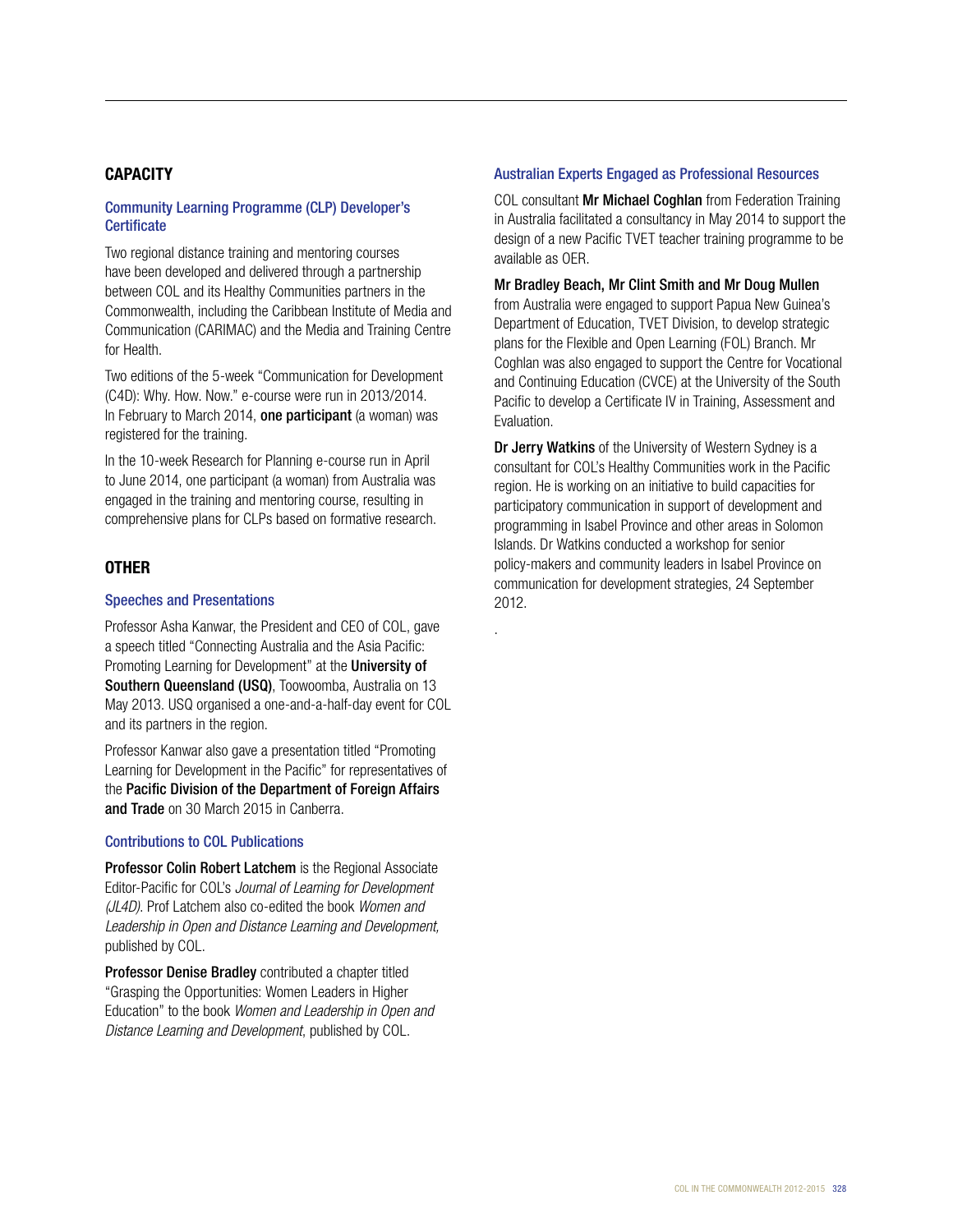## CAPACITY

### Community Learning Programme (CLP) Developer's Certificate

Two regional distance training and mentoring courses have been developed and delivered through a partnership between COL and its Healthy Communities partners in the Commonwealth, including the Caribbean Institute of Media and Communication (CARIMAC) and the Media and Training Centre for Health.

Two editions of the 5-week "Communication for Development (C4D): Why. How. Now." e-course were run in 2013/2014. In February to March 2014, **one participant** (a woman) was registered for the training.

In the 10-week Research for Planning e-course run in April to June 2014, one participant (a woman) from Australia was engaged in the training and mentoring course, resulting in comprehensive plans for CLPs based on formative research.

## OTHER

### Speeches and Presentations

Professor Asha Kanwar, the President and CEO of COL, gave a speech titled "Connecting Australia and the Asia Pacific: Promoting Learning for Development" at the **University of Southern Queensland (USQ)**, Toowoomba, Australia on 13 May 2013. USQ organised a one-and-a-half-day event for COL and its partners in the region.

Professor Kanwar also gave a presentation titled "Promoting Learning for Development in the Pacific" for representatives of the **Pacific Division of the Department of Foreign Affairs and Trade** on 30 March 2015 in Canberra.

### Contributions to COL Publications

**Professor Colin Robert Latchem** is the Regional Associate Editor-Pacific for COL's *Journal of Learning for Development (JL4D).* Prof Latchem also co-edited the book *Women and Leadership in Open and Distance Learning and Development,* published by COL.

**Professor Denise Bradley** contributed a chapter titled "Grasping the Opportunities: Women Leaders in Higher Education" to the book *Women and Leadership in Open and Distance Learning and Development*, published by COL.

### Australian Experts Engaged as Professional Resources

COL consultant **Mr Michael Coghlan** from Federation Training in Australia facilitated a consultancy in May 2014 to support the design of a new Pacific TVET teacher training programme to be available as OER.

**Mr Bradley Beach, Mr Clint Smith and Mr Doug Mullen** from Australia were engaged to support Papua New Guinea's Department of Education, TVET Division, to develop strategic plans for the Flexible and Open Learning (FOL) Branch. Mr Coghlan was also engaged to support the Centre for Vocational and Continuing Education (CVCE) at the University of the South Pacific to develop a Certificate IV in Training, Assessment and Evaluation.

**Dr Jerry Watkins** of the University of Western Sydney is a consultant for COL's Healthy Communities work in the Pacific region. He is working on an initiative to build capacities for participatory communication in support of development and programming in Isabel Province and other areas in Solomon Islands. Dr Watkins conducted a workshop for senior policy-makers and community leaders in Isabel Province on communication for development strategies, 24 September 2012.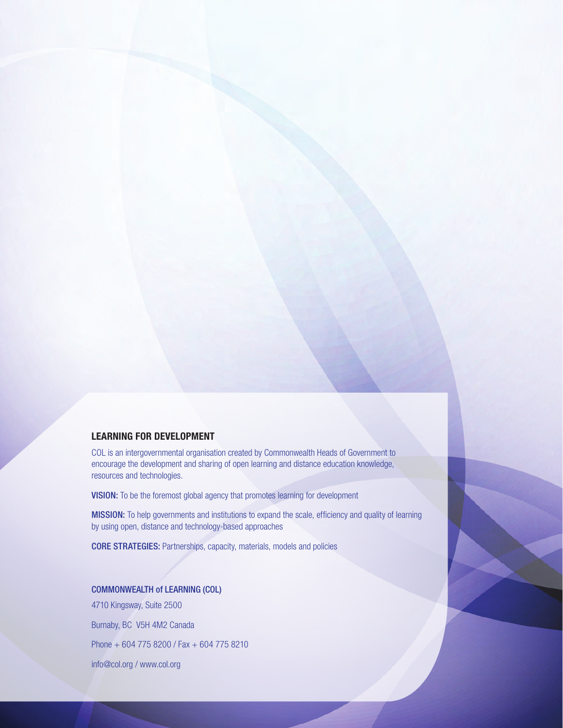## LEARNING FOR DEVELOPMENT

COL is an intergovernmental organisation created by Commonwealth Heads of Government to encourage the development and sharing of open learning and distance education knowledge, resources and technologies.

**VISION:** To be the foremost global agency that promotes learning for development

**MISSION:** To help governments and institutions to expand the scale, efficiency and quality of learning by using open, distance and technology-based approaches

**CORE STRATEGIES:** Partnerships, capacity, materials, models and policies

**COMMONWEALTH of LEARNING (COL)**

4710 Kingsway, Suite 2500

Burnaby, BC V5H 4M2 Canada

Phone + 604 775 8200 / Fax + 604 775 8210

info@col.org / www.col.org